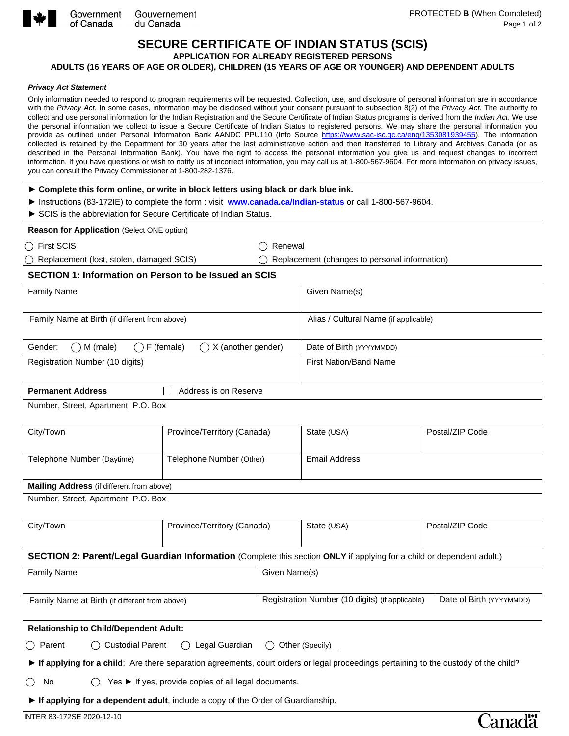Government of Canada / Gouvernement du Canada

PROTECTED **B** (When Completed)

# SECURE CERTIFICATE OF INDIAN STATUS (SCIS)

## APPLICATION FOR ALREADY REGISTERED PERSONS

## ADULTS (16 YEARS OF AGE OR OLDER), CHILDREN (15 YEARS OF AGE OR YOUNGER) AND DEPENDENT ADULTS

***Privacy Act Statement***

Only information needed to respond to program requirements will be requested. Collection, use, and disclosure of personal information are in accordance with the *Privacy Act*. In some cases, information may be disclosed without your consent pursuant to subsection 8(2) of the *Privacy Act*. The authority to collect and use personal information for the Indian Registration and the Secure Certificate of Indian Status programs is derived from the *Indian Act*. We use the personal information we collect to issue a Secure Certificate of Indian Status to registered persons. We may share the personal information you provide as outlined under Personal Information Bank AANDC PPU110 (Info Source https://www.sac-isc.gc.ca/eng/1353081939455). The information collected is retained by the Department for 30 years after the last administrative action and then transferred to Library and Archives Canada (or as described in the Personal Information Bank). You have the right to access the personal information you give us and request changes to incorrect information. If you have questions or wish to notify us of incorrect information, you may call us at 1-800-567-9604. For more information on privacy issues, you can consult the Privacy Commissioner at 1-800-282-1376.

- ► **Complete this form online, or write in block letters using black or dark blue ink.**
- ► Instructions (83-172IE) to complete the form : visit **www.canada.ca/Indian-status** or call 1-800-567-9604.
- ► SCIS is the abbreviation for Secure Certificate of Indian Status.

**Reason for Application** (Select ONE option)

- ◯ First SCIS
- ◯ Renewal
- ◯ Replacement (lost, stolen, damaged SCIS)
- ◯ Replacement (changes to personal information)

## SECTION 1: Information on Person to be Issued an SCIS

| Family Name | Given Name(s) |
|---|---|
| Family Name at Birth (if different from above) | Alias / Cultural Name (if applicable) |
| Gender: ◯ M (male) ◯ F (female) ◯ X (another gender) | Date of Birth (YYYYMMDD) |
| Registration Number (10 digits) | First Nation/Band Name |

**Permanent Address** ☐ Address is on Reserve

Number, Street, Apartment, P.O. Box

| City/Town | Province/Territory (Canada) | State (USA) | Postal/ZIP Code |
|---|---|---|---|
| Telephone Number (Daytime) | Telephone Number (Other) | Email Address | |

**Mailing Address** (if different from above)

Number, Street, Apartment, P.O. Box

| City/Town | Province/Territory (Canada) | State (USA) | Postal/ZIP Code |
|---|---|---|---|

## SECTION 2: Parent/Legal Guardian Information (Complete this section **ONLY** if applying for a child or dependent adult.)

| Family Name | Given Name(s) | |
|---|---|---|
| Family Name at Birth (if different from above) | Registration Number (10 digits) (if applicable) | Date of Birth (YYYYMMDD) |

**Relationship to Child/Dependent Adult:**

◯ Parent ◯ Custodial Parent ◯ Legal Guardian ◯ Other (Specify) ____________________

► **If applying for a child**: Are there separation agreements, court orders or legal proceedings pertaining to the custody of the child?

◯ No ◯ Yes ► If yes, provide copies of all legal documents.

► **If applying for a dependent adult**, include a copy of the Order of Guardianship.

INTER 83-172SE 2020-12-10

Canada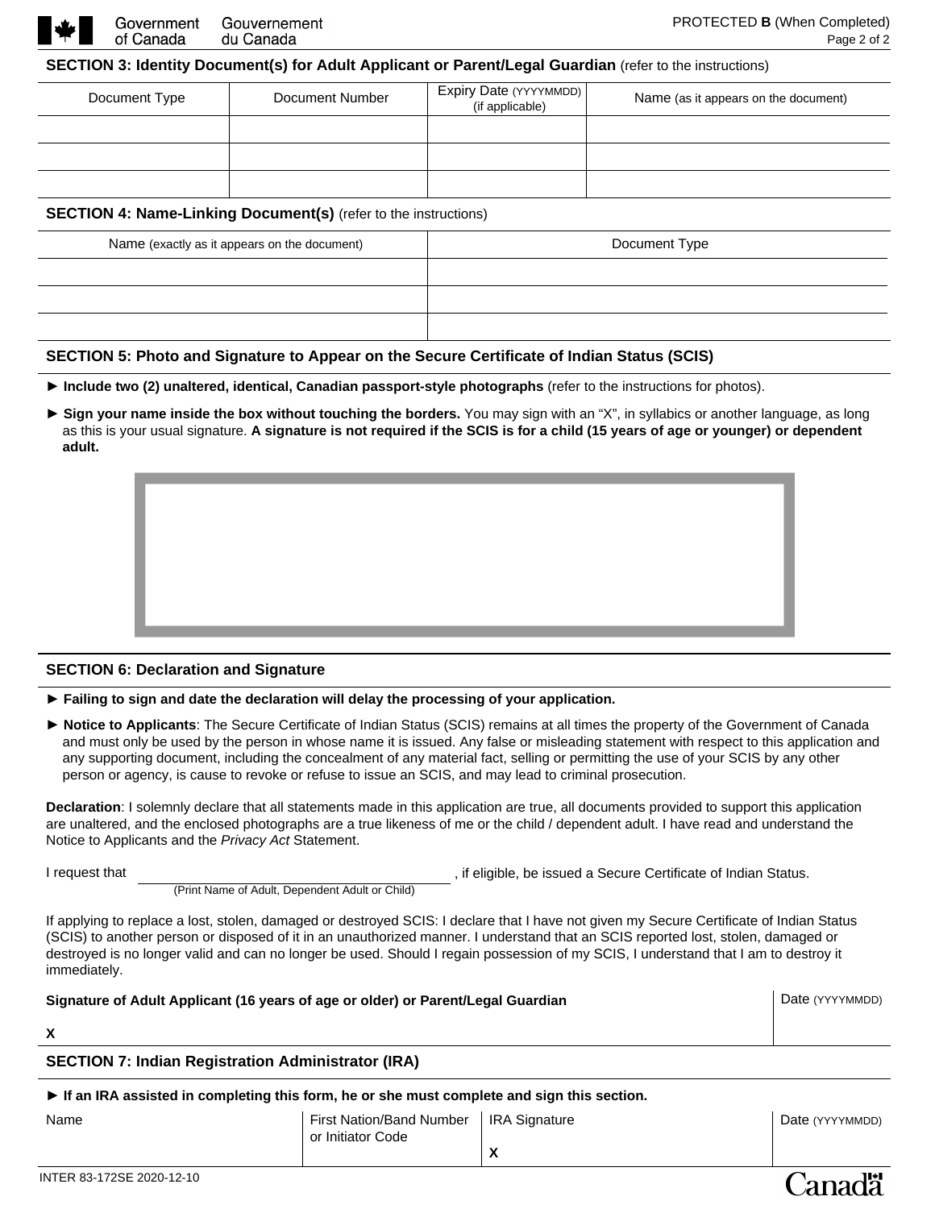PROTECTED **B** (When Completed)

## SECTION 3: Identity Document(s) for Adult Applicant or Parent/Legal Guardian (refer to the instructions)

| Document Type | Document Number | Expiry Date (YYYYMMDD) (if applicable) | Name (as it appears on the document) |
|---|---|---|---|
| | | | |
| | | | |
| | | | |

## SECTION 4: Name-Linking Document(s) (refer to the instructions)

| Name (exactly as it appears on the document) | Document Type |
|---|---|
| | |
| | |
| | |

## SECTION 5: Photo and Signature to Appear on the Secure Certificate of Indian Status (SCIS)

► **Include two (2) unaltered, identical, Canadian passport-style photographs** (refer to the instructions for photos).

► **Sign your name inside the box without touching the borders.** You may sign with an "X", in syllabics or another language, as long as this is your usual signature. **A signature is not required if the SCIS is for a child (15 years of age or younger) or dependent adult.**

## SECTION 6: Declaration and Signature

► **Failing to sign and date the declaration will delay the processing of your application.**

► **Notice to Applicants**: The Secure Certificate of Indian Status (SCIS) remains at all times the property of the Government of Canada and must only be used by the person in whose name it is issued. Any false or misleading statement with respect to this application and any supporting document, including the concealment of any material fact, selling or permitting the use of your SCIS by any other person or agency, is cause to revoke or refuse to issue an SCIS, and may lead to criminal prosecution.

**Declaration**: I solemnly declare that all statements made in this application are true, all documents provided to support this application are unaltered, and the enclosed photographs are a true likeness of me or the child / dependent adult. I have read and understand the Notice to Applicants and the *Privacy Act* Statement.

I request that ______________________________ , if eligible, be issued a Secure Certificate of Indian Status.
(Print Name of Adult, Dependent Adult or Child)

If applying to replace a lost, stolen, damaged or destroyed SCIS: I declare that I have not given my Secure Certificate of Indian Status (SCIS) to another person or disposed of it in an unauthorized manner. I understand that an SCIS reported lost, stolen, damaged or destroyed is no longer valid and can no longer be used. Should I regain possession of my SCIS, I understand that I am to destroy it immediately.

| **Signature of Adult Applicant (16 years of age or older) or Parent/Legal Guardian** | Date (YYYYMMDD) |
|---|---|
| **X** | |

## SECTION 7: Indian Registration Administrator (IRA)

► **If an IRA assisted in completing this form, he or she must complete and sign this section.**

| Name | First Nation/Band Number or Initiator Code | IRA Signature | Date (YYYYMMDD) |
|---|---|---|---|
| | | **X** | |

INTER 83-172SE 2020-12-10